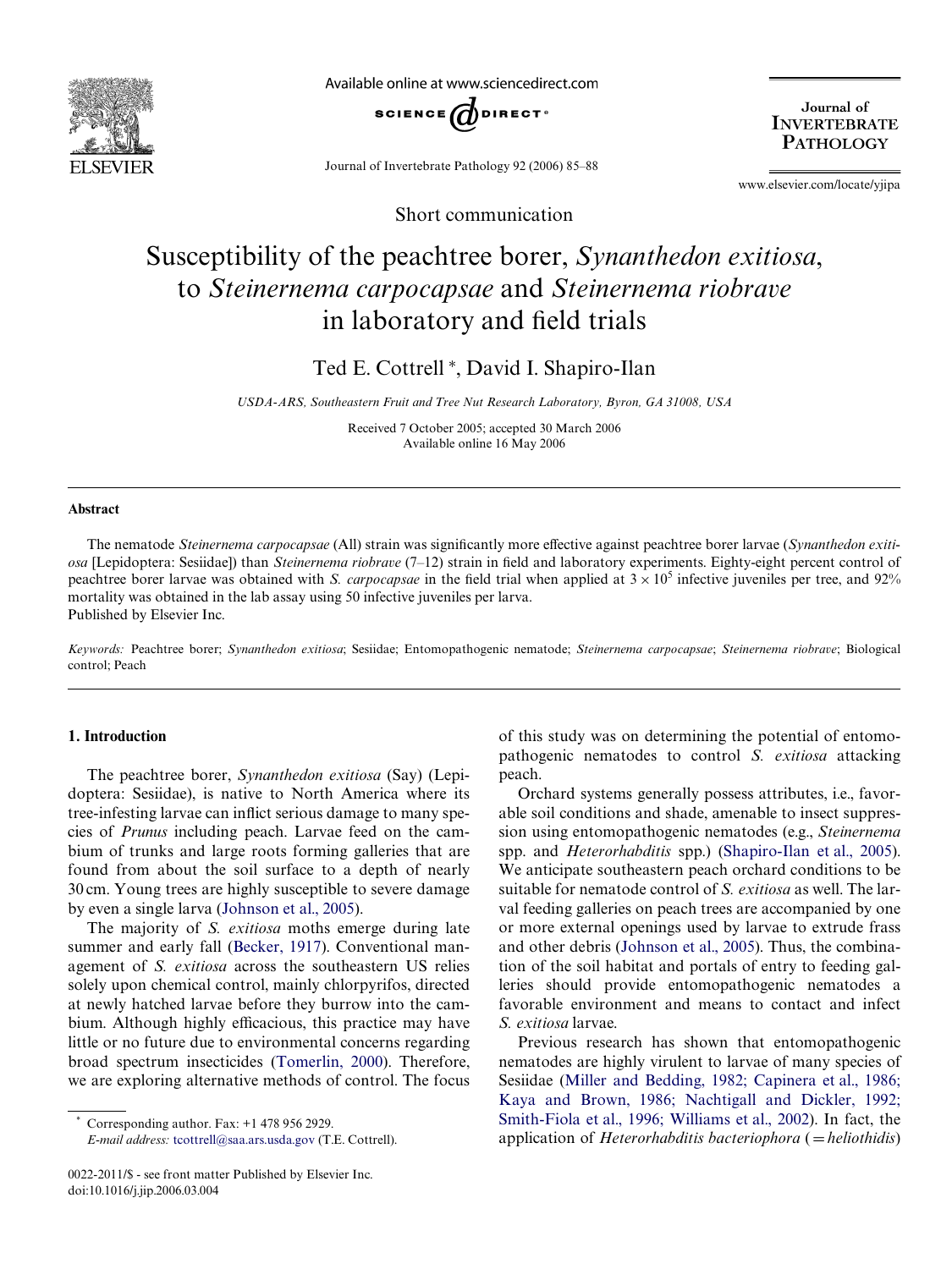Short communication

# Susceptibility of the peachtree borer, *Synanthedon exitiosa*, to *Steinernema carpocapsae* and *Steinernema riobrave* in laboratory and field trials

Ted E. Cottrell *, David I. Shapiro-Ilan

*USDA-ARS, Southeastern Fruit and Tree Nut Research Laboratory, Byron, GA 31008, USA*

Received 7 October 2005; accepted 30 March 2006
Available online 16 May 2006

## Abstract

The nematode *Steinernema carpocapsae* (All) strain was significantly more effective against peachtree borer larvae (*Synanthedon exitiosa* [Lepidoptera: Sesiidae]) than *Steinernema riobrave* (7–12) strain in field and laboratory experiments. Eighty-eight percent control of peachtree borer larvae was obtained with *S. carpocapsae* in the field trial when applied at $3 \times 10^5$ infective juveniles per tree, and 92% mortality was obtained in the lab assay using 50 infective juveniles per larva.
Published by Elsevier Inc.

*Keywords:* Peachtree borer; *Synanthedon exitiosa*; Sesiidae; Entomopathogenic nematode; *Steinernema carpocapsae*; *Steinernema riobrave*; Biological control; Peach

## 1. Introduction

The peachtree borer, *Synanthedon exitiosa* (Say) (Lepidoptera: Sesiidae), is native to North America where its tree-infesting larvae can inflict serious damage to many species of *Prunus* including peach. Larvae feed on the cambium of trunks and large roots forming galleries that are found from about the soil surface to a depth of nearly 30 cm. Young trees are highly susceptible to severe damage by even a single larva (Johnson et al., 2005).

The majority of *S. exitiosa* moths emerge during late summer and early fall (Becker, 1917). Conventional management of *S. exitiosa* across the southeastern US relies solely upon chemical control, mainly chlorpyrifos, directed at newly hatched larvae before they burrow into the cambium. Although highly efficacious, this practice may have little or no future due to environmental concerns regarding broad spectrum insecticides (Tomerlin, 2000). Therefore, we are exploring alternative methods of control. The focus of this study was on determining the potential of entomopathogenic nematodes to control *S. exitiosa* attacking peach.

Orchard systems generally possess attributes, i.e., favorable soil conditions and shade, amenable to insect suppression using entomopathogenic nematodes (e.g., *Steinernema* spp. and *Heterorhabditis* spp.) (Shapiro-Ilan et al., 2005). We anticipate southeastern peach orchard conditions to be suitable for nematode control of *S. exitiosa* as well. The larval feeding galleries on peach trees are accompanied by one or more external openings used by larvae to extrude frass and other debris (Johnson et al., 2005). Thus, the combination of the soil habitat and portals of entry to feeding galleries should provide entomopathogenic nematodes a favorable environment and means to contact and infect *S. exitiosa* larvae.

Previous research has shown that entomopathogenic nematodes are highly virulent to larvae of many species of Sesiidae (Miller and Bedding, 1982; Capinera et al., 1986; Kaya and Brown, 1986; Nachtigall and Dickler, 1992; Smith-Fiola et al., 1996; Williams et al., 2002). In fact, the application of *Heterorhabditis bacteriophora* (= *heliothidis*)

* Corresponding author. Fax: +1 478 956 2929.
*E-mail address:* tcottrell@saa.ars.usda.gov (T.E. Cottrell).

0022-2011/$ - see front matter Published by Elsevier Inc.
doi:10.1016/j.jip.2006.03.004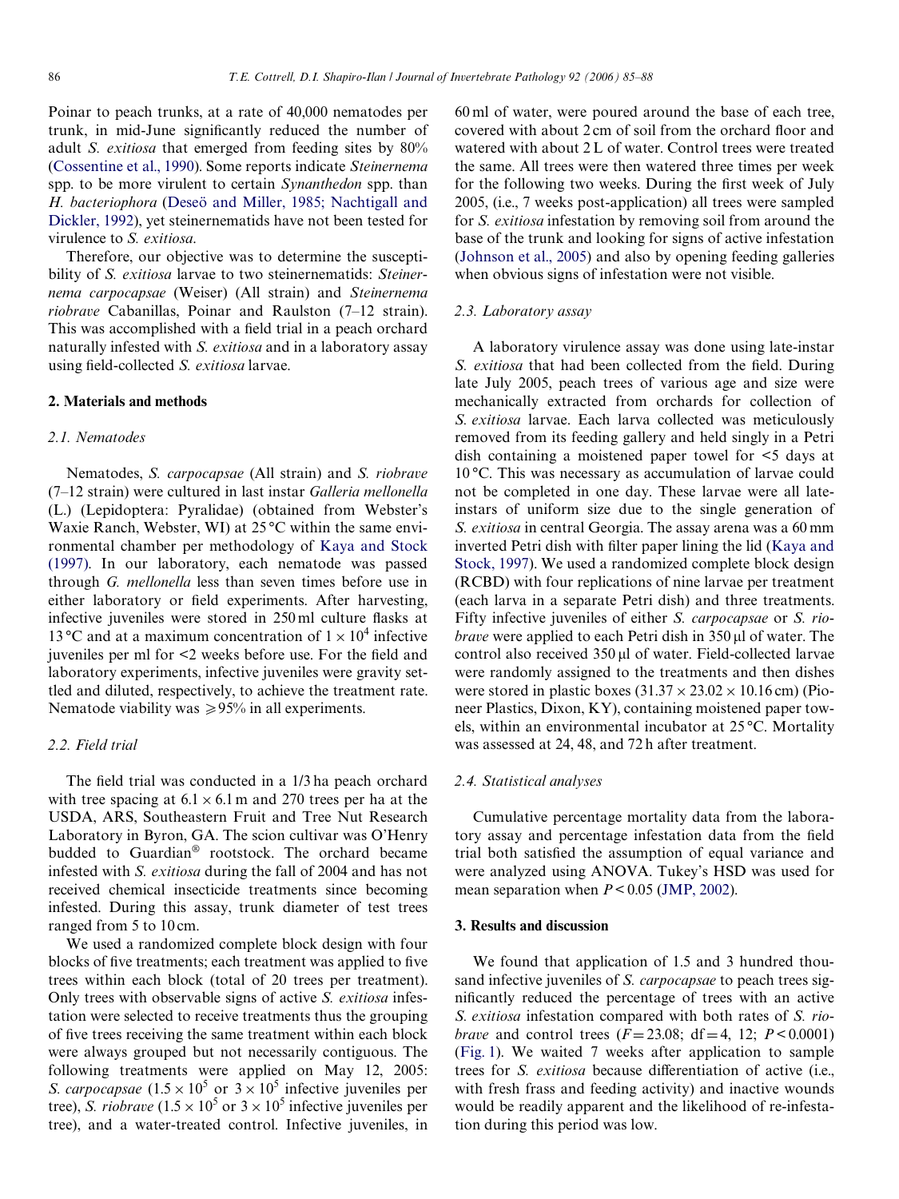Poinar to peach trunks, at a rate of 40,000 nematodes per trunk, in mid-June significantly reduced the number of adult *S. exitiosa* that emerged from feeding sites by 80% (Cossentine et al., 1990). Some reports indicate *Steinernema* spp. to be more virulent to certain *Synanthedon* spp. than *H. bacteriophora* (Deseö and Miller, 1985; Nachtigall and Dickler, 1992), yet steinernematids have not been tested for virulence to *S. exitiosa*.

Therefore, our objective was to determine the susceptibility of *S. exitiosa* larvae to two steinernematids: *Steinernema carpocapsae* (Weiser) (All strain) and *Steinernema riobrave* Cabanillas, Poinar and Raulston (7–12 strain). This was accomplished with a field trial in a peach orchard naturally infested with *S. exitiosa* and in a laboratory assay using field-collected *S. exitiosa* larvae.

## 2. Materials and methods

### 2.1. Nematodes

Nematodes, *S. carpocapsae* (All strain) and *S. riobrave* (7–12 strain) were cultured in last instar *Galleria mellonella* (L.) (Lepidoptera: Pyralidae) (obtained from Webster's Waxie Ranch, Webster, WI) at 25 °C within the same environmental chamber per methodology of Kaya and Stock (1997). In our laboratory, each nematode was passed through *G. mellonella* less than seven times before use in either laboratory or field experiments. After harvesting, infective juveniles were stored in 250 ml culture flasks at 13 °C and at a maximum concentration of $1 \times 10^4$ infective juveniles per ml for <2 weeks before use. For the field and laboratory experiments, infective juveniles were gravity settled and diluted, respectively, to achieve the treatment rate. Nematode viability was ⩾95% in all experiments.

### 2.2. Field trial

The field trial was conducted in a 1/3 ha peach orchard with tree spacing at 6.1 × 6.1 m and 270 trees per ha at the USDA, ARS, Southeastern Fruit and Tree Nut Research Laboratory in Byron, GA. The scion cultivar was O'Henry budded to Guardian® rootstock. The orchard became infested with *S. exitiosa* during the fall of 2004 and has not received chemical insecticide treatments since becoming infested. During this assay, trunk diameter of test trees ranged from 5 to 10 cm.

We used a randomized complete block design with four blocks of five treatments; each treatment was applied to five trees within each block (total of 20 trees per treatment). Only trees with observable signs of active *S. exitiosa* infestation were selected to receive treatments thus the grouping of five trees receiving the same treatment within each block were always grouped but not necessarily contiguous. The following treatments were applied on May 12, 2005: *S. carpocapsae* ($1.5 \times 10^5$ or $3 \times 10^5$ infective juveniles per tree), *S. riobrave* ($1.5 \times 10^5$ or $3 \times 10^5$ infective juveniles per tree), and a water-treated control. Infective juveniles, in 60 ml of water, were poured around the base of each tree, covered with about 2 cm of soil from the orchard floor and watered with about 2 L of water. Control trees were treated the same. All trees were then watered three times per week for the following two weeks. During the first week of July 2005, (i.e., 7 weeks post-application) all trees were sampled for *S. exitiosa* infestation by removing soil from around the base of the trunk and looking for signs of active infestation (Johnson et al., 2005) and also by opening feeding galleries when obvious signs of infestation were not visible.

### 2.3. Laboratory assay

A laboratory virulence assay was done using late-instar *S. exitiosa* that had been collected from the field. During late July 2005, peach trees of various age and size were mechanically extracted from orchards for collection of *S. exitiosa* larvae. Each larva collected was meticulously removed from its feeding gallery and held singly in a Petri dish containing a moistened paper towel for <5 days at 10 °C. This was necessary as accumulation of larvae could not be completed in one day. These larvae were all late-instars of uniform size due to the single generation of *S. exitiosa* in central Georgia. The assay arena was a 60 mm inverted Petri dish with filter paper lining the lid (Kaya and Stock, 1997). We used a randomized complete block design (RCBD) with four replications of nine larvae per treatment (each larva in a separate Petri dish) and three treatments. Fifty infective juveniles of either *S. carpocapsae* or *S. riobrave* were applied to each Petri dish in 350 μl of water. The control also received 350 μl of water. Field-collected larvae were randomly assigned to the treatments and then dishes were stored in plastic boxes (31.37 × 23.02 × 10.16 cm) (Pioneer Plastics, Dixon, KY), containing moistened paper towels, within an environmental incubator at 25 °C. Mortality was assessed at 24, 48, and 72 h after treatment.

### 2.4. Statistical analyses

Cumulative percentage mortality data from the laboratory assay and percentage infestation data from the field trial both satisfied the assumption of equal variance and were analyzed using ANOVA. Tukey's HSD was used for mean separation when $P < 0.05$ (JMP, 2002).

## 3. Results and discussion

We found that application of 1.5 and 3 hundred thousand infective juveniles of *S. carpocapsae* to peach trees significantly reduced the percentage of trees with an active *S. exitiosa* infestation compared with both rates of *S. riobrave* and control trees ($F = 23.08$; df = 4, 12; $P < 0.0001$) (Fig. 1). We waited 7 weeks after application to sample trees for *S. exitiosa* because differentiation of active (i.e., with fresh frass and feeding activity) and inactive wounds would be readily apparent and the likelihood of re-infestation during this period was low.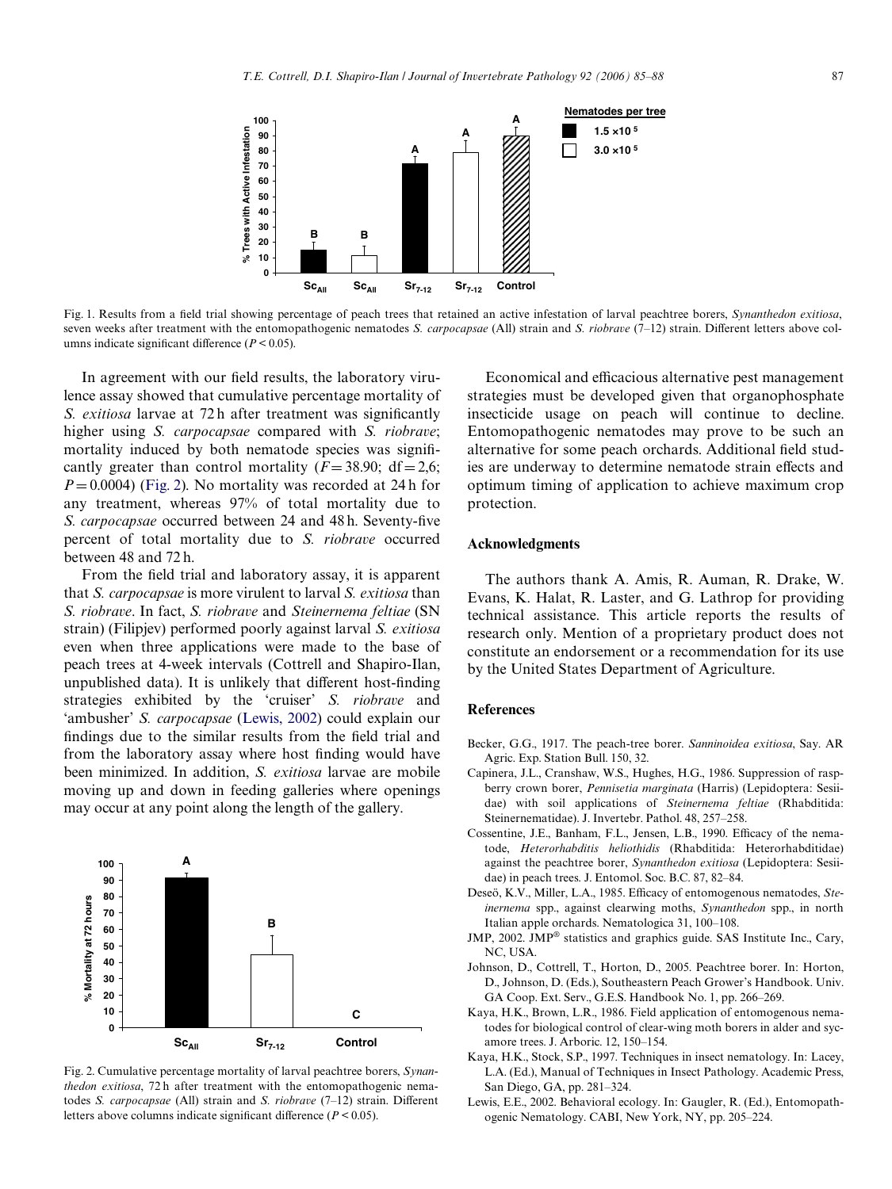Fig. 1. Results from a field trial showing percentage of peach trees that retained an active infestation of larval peachtree borers, *Synanthedon exitiosa*, seven weeks after treatment with the entomopathogenic nematodes *S. carpocapsae* (All) strain and *S. riobrave* (7–12) strain. Different letters above columns indicate significant difference ($P < 0.05$).

In agreement with our field results, the laboratory virulence assay showed that cumulative percentage mortality of *S. exitiosa* larvae at 72 h after treatment was significantly higher using *S. carpocapsae* compared with *S. riobrave*; mortality induced by both nematode species was significantly greater than control mortality ($F = 38.90$; df = 2,6; $P = 0.0004$) (Fig. 2). No mortality was recorded at 24 h for any treatment, whereas 97% of total mortality due to *S. carpocapsae* occurred between 24 and 48 h. Seventy-five percent of total mortality due to *S. riobrave* occurred between 48 and 72 h.

From the field trial and laboratory assay, it is apparent that *S. carpocapsae* is more virulent to larval *S. exitiosa* than *S. riobrave*. In fact, *S. riobrave* and *Steinernema feltiae* (SN strain) (Filipjev) performed poorly against larval *S. exitiosa* even when three applications were made to the base of peach trees at 4-week intervals (Cottrell and Shapiro-Ilan, unpublished data). It is unlikely that different host-finding strategies exhibited by the 'cruiser' *S. riobrave* and 'ambusher' *S. carpocapsae* (Lewis, 2002) could explain our findings due to the similar results from the field trial and from the laboratory assay where host finding would have been minimized. In addition, *S. exitiosa* larvae are mobile moving up and down in feeding galleries where openings may occur at any point along the length of the gallery.

Fig. 2. Cumulative percentage mortality of larval peachtree borers, *Synanthedon exitiosa*, 72 h after treatment with the entomopathogenic nematodes *S. carpocapsae* (All) strain and *S. riobrave* (7–12) strain. Different letters above columns indicate significant difference ($P < 0.05$).

Economical and efficacious alternative pest management strategies must be developed given that organophosphate insecticide usage on peach will continue to decline. Entomopathogenic nematodes may prove to be such an alternative for some peach orchards. Additional field studies are underway to determine nematode strain effects and optimum timing of application to achieve maximum crop protection.

## Acknowledgments

The authors thank A. Amis, R. Auman, R. Drake, W. Evans, K. Halat, R. Laster, and G. Lathrop for providing technical assistance. This article reports the results of research only. Mention of a proprietary product does not constitute an endorsement or a recommendation for its use by the United States Department of Agriculture.

## References

Becker, G.G., 1917. The peach-tree borer. *Sanninoidea exitiosa*, Say. AR Agric. Exp. Station Bull. 150, 32.

Capinera, J.L., Cranshaw, W.S., Hughes, H.G., 1986. Suppression of raspberry crown borer, *Pennisetia marginata* (Harris) (Lepidoptera: Sesiidae) with soil applications of *Steinernema feltiae* (Rhabditida: Steinernematidae). J. Invertebr. Pathol. 48, 257–258.

Cossentine, J.E., Banham, F.L., Jensen, L.B., 1990. Efficacy of the nematode, *Heterorhabditis heliothidis* (Rhabditida: Heterorhabditidae) against the peachtree borer, *Synanthedon exitiosa* (Lepidoptera: Sesiidae) in peach trees. J. Entomol. Soc. B.C. 87, 82–84.

Deseö, K.V., Miller, L.A., 1985. Efficacy of entomogenous nematodes, *Steinernema* spp., against clearwing moths, *Synanthedon* spp., in north Italian apple orchards. Nematologica 31, 100–108.

JMP, 2002. JMP® statistics and graphics guide. SAS Institute Inc., Cary, NC, USA.

Johnson, D., Cottrell, T., Horton, D., 2005. Peachtree borer. In: Horton, D., Johnson, D. (Eds.), Southeastern Peach Grower's Handbook. Univ. GA Coop. Ext. Serv., G.E.S. Handbook No. 1, pp. 266–269.

Kaya, H.K., Brown, L.R., 1986. Field application of entomogenous nematodes for biological control of clear-wing moth borers in alder and sycamore trees. J. Arboric. 12, 150–154.

Kaya, H.K., Stock, S.P., 1997. Techniques in insect nematology. In: Lacey, L.A. (Ed.), Manual of Techniques in Insect Pathology. Academic Press, San Diego, GA, pp. 281–324.

Lewis, E.E., 2002. Behavioral ecology. In: Gaugler, R. (Ed.), Entomopathogenic Nematology. CABI, New York, NY, pp. 205–224.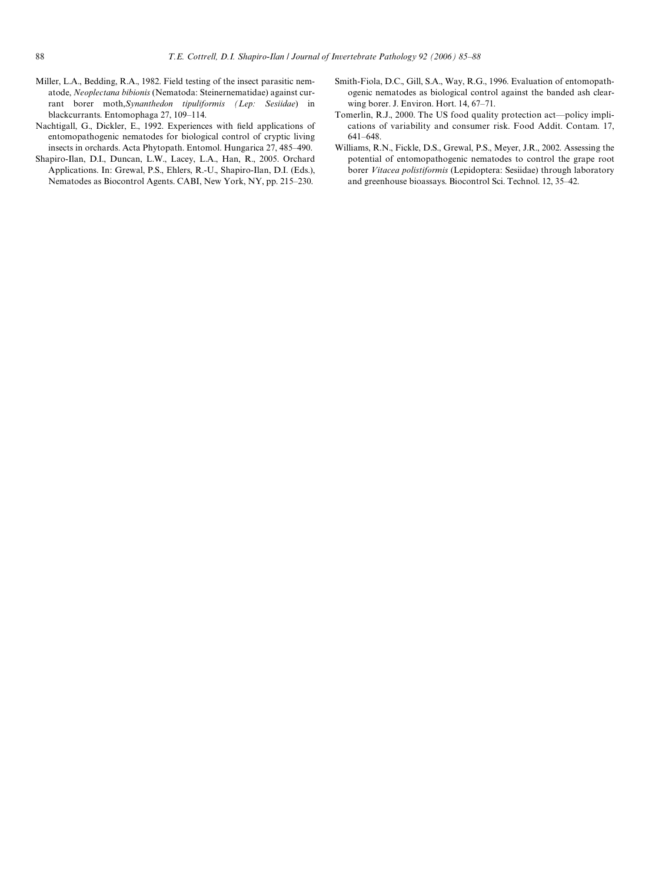Miller, L.A., Bedding, R.A., 1982. Field testing of the insect parasitic nematode, *Neoplectana bibionis* (Nematoda: Steinernematidae) against currant borer moth,*Synanthedon tipuliformis (Lep: Sesiidae)* in blackcurrants. Entomophaga 27, 109–114.

Nachtigall, G., Dickler, E., 1992. Experiences with field applications of entomopathogenic nematodes for biological control of cryptic living insects in orchards. Acta Phytopath. Entomol. Hungarica 27, 485–490.

Shapiro-Ilan, D.I., Duncan, L.W., Lacey, L.A., Han, R., 2005. Orchard Applications. In: Grewal, P.S., Ehlers, R.-U., Shapiro-Ilan, D.I. (Eds.), Nematodes as Biocontrol Agents. CABI, New York, NY, pp. 215–230.

Smith-Fiola, D.C., Gill, S.A., Way, R.G., 1996. Evaluation of entomopathogenic nematodes as biological control against the banded ash clearwing borer. J. Environ. Hort. 14, 67–71.

Tomerlin, R.J., 2000. The US food quality protection act—policy implications of variability and consumer risk. Food Addit. Contam. 17, 641–648.

Williams, R.N., Fickle, D.S., Grewal, P.S., Meyer, J.R., 2002. Assessing the potential of entomopathogenic nematodes to control the grape root borer *Vitacea polistiformis* (Lepidoptera: Sesiidae) through laboratory and greenhouse bioassays. Biocontrol Sci. Technol. 12, 35–42.